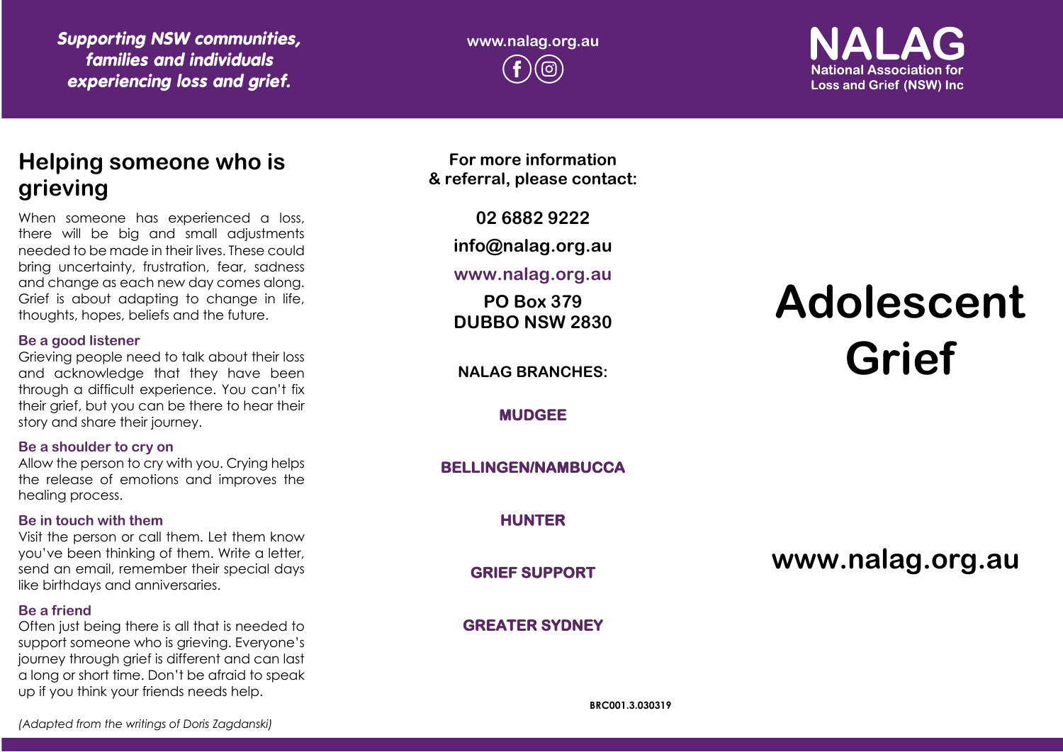*Supporting NSW communities, families and individuals experiencing loss and grief.*

www.nalag.org.au

**NALAG**
National Association for Loss and Grief (NSW) Inc

## Helping someone who is grieving

When someone has experienced a loss, there will be big and small adjustments needed to be made in their lives. These could bring uncertainty, frustration, fear, sadness and change as each new day comes along. Grief is about adapting to change in life, thoughts, hopes, beliefs and the future.

**Be a good listener**
Grieving people need to talk about their loss and acknowledge that they have been through a difficult experience. You can't fix their grief, but you can be there to hear their story and share their journey.

**Be a shoulder to cry on**
Allow the person to cry with you. Crying helps the release of emotions and improves the healing process.

**Be in touch with them**
Visit the person or call them. Let them know you've been thinking of them. Write a letter, send an email, remember their special days like birthdays and anniversaries.

**Be a friend**
Often just being there is all that is needed to support someone who is grieving. Everyone's journey through grief is different and can last a long or short time. Don't be afraid to speak up if you think your friends needs help.

*(Adapted from the writings of Doris Zagdanski)*

**For more information & referral, please contact:**

**02 6882 9222**

**info@nalag.org.au**

**www.nalag.org.au**

**PO Box 379**
**DUBBO NSW 2830**

**NALAG BRANCHES:**

**MUDGEE**

**BELLINGEN/NAMBUCCA**

**HUNTER**

**GRIEF SUPPORT**

**GREATER SYDNEY**

BRC001.3.030319

# Adolescent Grief

**www.nalag.org.au**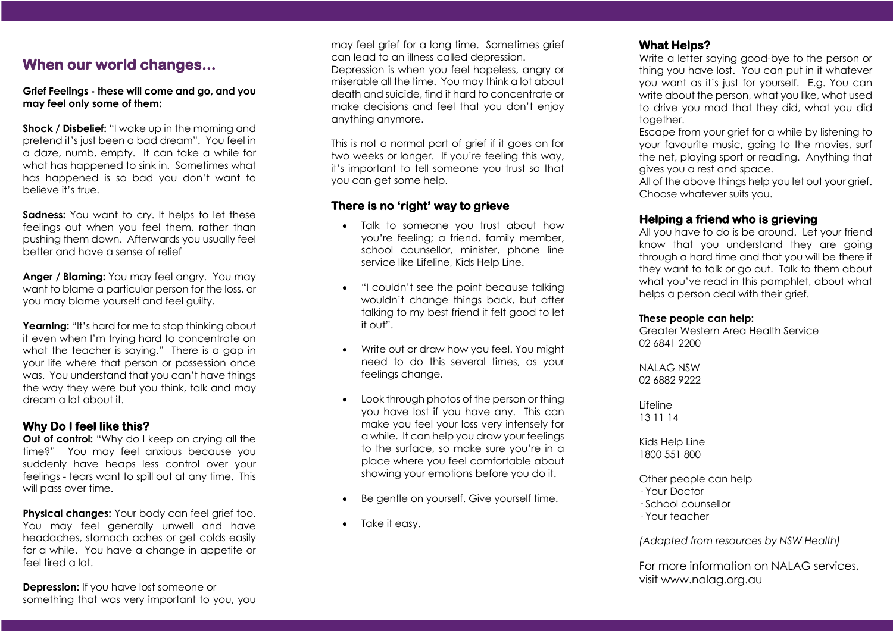## When our world changes…

**Grief Feelings - these will come and go, and you may feel only some of them:**

**Shock / Disbelief:** "I wake up in the morning and pretend it's just been a bad dream". You feel in a daze, numb, empty. It can take a while for what has happened to sink in. Sometimes what has happened is so bad you don't want to believe it's true.

**Sadness:** You want to cry. It helps to let these feelings out when you feel them, rather than pushing them down. Afterwards you usually feel better and have a sense of relief

**Anger / Blaming:** You may feel angry. You may want to blame a particular person for the loss, or you may blame yourself and feel guilty.

**Yearning:** "It's hard for me to stop thinking about it even when I'm trying hard to concentrate on what the teacher is saying." There is a gap in your life where that person or possession once was. You understand that you can't have things the way they were but you think, talk and may dream a lot about it.

### Why Do I feel like this?

**Out of control:** "Why do I keep on crying all the time?" You may feel anxious because you suddenly have heaps less control over your feelings - tears want to spill out at any time. This will pass over time.

**Physical changes:** Your body can feel grief too. You may feel generally unwell and have headaches, stomach aches or get colds easily for a while. You have a change in appetite or feel tired a lot.

**Depression:** If you have lost someone or something that was very important to you, you may feel grief for a long time. Sometimes grief can lead to an illness called depression.
Depression is when you feel hopeless, angry or miserable all the time. You may think a lot about death and suicide, find it hard to concentrate or make decisions and feel that you don't enjoy anything anymore.

This is not a normal part of grief if it goes on for two weeks or longer. If you're feeling this way, it's important to tell someone you trust so that you can get some help.

### There is no 'right' way to grieve

- Talk to someone you trust about how you're feeling; a friend, family member, school counsellor, minister, phone line service like Lifeline, Kids Help Line.
- "I couldn't see the point because talking wouldn't change things back, but after talking to my best friend it felt good to let it out".
- Write out or draw how you feel. You might need to do this several times, as your feelings change.
- Look through photos of the person or thing you have lost if you have any. This can make you feel your loss very intensely for a while. It can help you draw your feelings to the surface, so make sure you're in a place where you feel comfortable about showing your emotions before you do it.
- Be gentle on yourself. Give yourself time.
- Take it easy.

### What Helps?

Write a letter saying good-bye to the person or thing you have lost. You can put in it whatever you want as it's just for yourself. E.g. You can write about the person, what you like, what used to drive you mad that they did, what you did together.
Escape from your grief for a while by listening to your favourite music, going to the movies, surf the net, playing sport or reading. Anything that gives you a rest and space.
All of the above things help you let out your grief. Choose whatever suits you.

### Helping a friend who is grieving

All you have to do is be around. Let your friend know that you understand they are going through a hard time and that you will be there if they want to talk or go out. Talk to them about what you've read in this pamphlet, about what helps a person deal with their grief.

**These people can help:**

Greater Western Area Health Service
02 6841 2200

NALAG NSW
02 6882 9222

Lifeline
13 11 14

Kids Help Line
1800 551 800

Other people can help
· Your Doctor
· School counsellor
· Your teacher

*(Adapted from resources by NSW Health)*

For more information on NALAG services, visit www.nalag.org.au